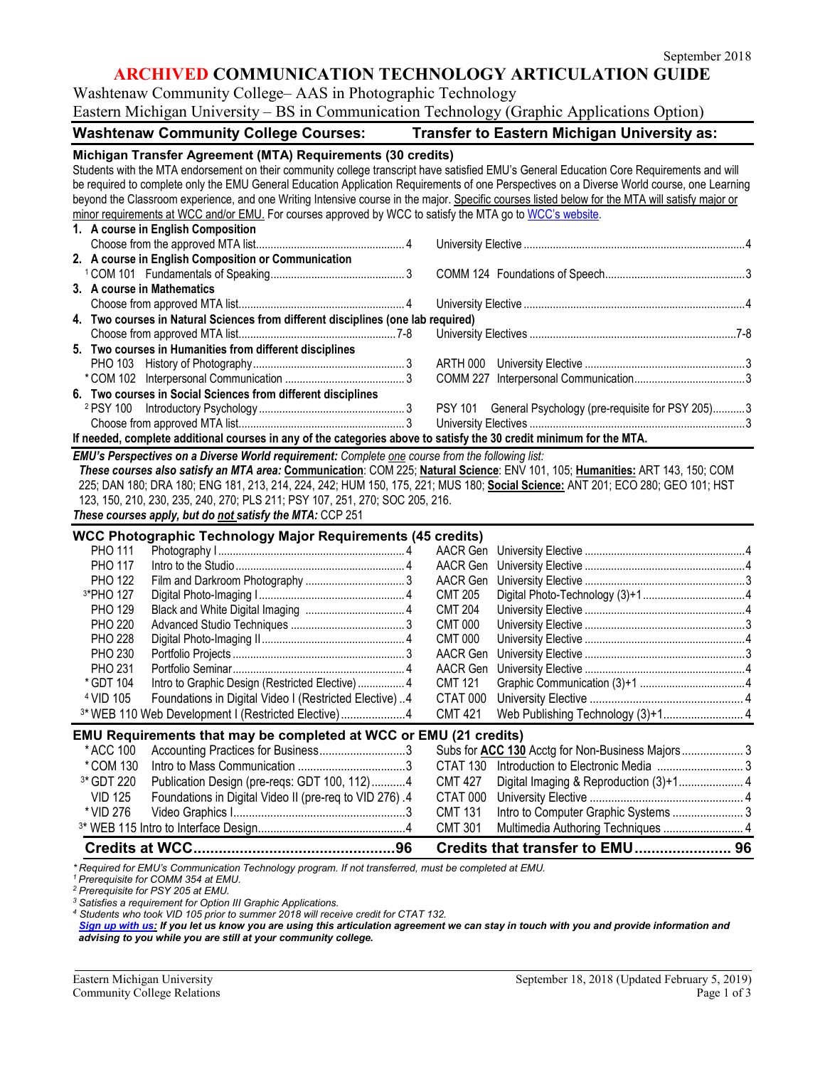September 2018

# ARCHIVED COMMUNICATION TECHNOLOGY ARTICULATION GUIDE

Washtenaw Community College– AAS in Photographic Technology
Eastern Michigan University – BS in Communication Technology (Graphic Applications Option)

| Washtenaw Community College Courses: | | | Transfer to Eastern Michigan University as: | | |
|---|---|---|---|---|---|

### Michigan Transfer Agreement (MTA) Requirements (30 credits)

Students with the MTA endorsement on their community college transcript have satisfied EMU's General Education Core Requirements and will be required to complete only the EMU General Education Application Requirements of one Perspectives on a Diverse World course, one Learning beyond the Classroom experience, and one Writing Intensive course in the major. Specific courses listed below for the MTA will satisfy major or minor requirements at WCC and/or EMU. For courses approved by WCC to satisfy the MTA go to WCC's website.

| WCC Course | Title | Credits | EMU Course | Title | Credits |
|---|---|---|---|---|---|
| **1. A course in English Composition** | | | | | |
| | Choose from the approved MTA list | 4 | | University Elective | 4 |
| **2. A course in English Composition or Communication** | | | | | |
| [1] COM 101 | Fundamentals of Speaking | 3 | COMM 124 | Foundations of Speech | 3 |
| **3. A course in Mathematics** | | | | | |
| | Choose from approved MTA list | 4 | | University Elective | 4 |
| **4. Two courses in Natural Sciences from different disciplines (one lab required)** | | | | | |
| | Choose from approved MTA list | 7-8 | | University Electives | 7-8 |
| **5. Two courses in Humanities from different disciplines** | | | | | |
| PHO 103 | History of Photography | 3 | ARTH 000 | University Elective | 3 |
| * COM 102 | Interpersonal Communication | 3 | COMM 227 | Interpersonal Communication | 3 |
| **6. Two courses in Social Sciences from different disciplines** | | | | | |
| [2] PSY 100 | Introductory Psychology | 3 | PSY 101 | General Psychology (pre-requisite for PSY 205) | 3 |
| | Choose from approved MTA list | 3 | | University Electives | 3 |

**If needed, complete additional courses in any of the categories above to satisfy the 30 credit minimum for the MTA.**

***EMU's Perspectives on a Diverse World requirement:*** *Complete one course from the following list:*
***These courses also satisfy an MTA area:*** **Communication**: COM 225; **Natural Science**: ENV 101, 105; **Humanities:** ART 143, 150; COM 225; DAN 180; DRA 180; ENG 181, 213, 214, 224, 242; HUM 150, 175, 221; MUS 180; **Social Science:** ANT 201; ECO 280; GEO 101; HST 123, 150, 210, 230, 235, 240, 270; PLS 211; PSY 107, 251, 270; SOC 205, 216.
***These courses apply, but do not satisfy the MTA:*** CCP 251

### WCC Photographic Technology Major Requirements (45 credits)

| WCC Course | Title | Credits | EMU Course | Title | Credits |
|---|---|---|---|---|---|
| PHO 111 | Photography I | 4 | AACR Gen | University Elective | 4 |
| PHO 117 | Intro to the Studio | 4 | AACR Gen | University Elective | 4 |
| PHO 122 | Film and Darkroom Photography | 3 | AACR Gen | University Elective | 3 |
| [3]*PHO 127 | Digital Photo-Imaging I | 4 | CMT 205 | Digital Photo-Technology (3)+1 | 4 |
| PHO 129 | Black and White Digital Imaging | 4 | CMT 204 | University Elective | 4 |
| PHO 220 | Advanced Studio Techniques | 3 | CMT 000 | University Elective | 3 |
| PHO 228 | Digital Photo-Imaging II | 4 | CMT 000 | University Elective | 4 |
| PHO 230 | Portfolio Projects | 3 | AACR Gen | University Elective | 3 |
| PHO 231 | Portfolio Seminar | 4 | AACR Gen | University Elective | 4 |
| * GDT 104 | Intro to Graphic Design (Restricted Elective) | 4 | CMT 121 | Graphic Communication (3)+1 | 4 |
| [4] VID 105 | Foundations in Digital Video I (Restricted Elective) | 4 | CTAT 000 | University Elective | 4 |
| [3]* WEB 110 | Web Development I (Restricted Elective) | 4 | CMT 421 | Web Publishing Technology (3)+1 | 4 |

### EMU Requirements that may be completed at WCC or EMU (21 credits)

| WCC Course | Title | Credits | EMU Course | Title | Credits |
|---|---|---|---|---|---|
| * ACC 100 | Accounting Practices for Business | 3 | | Subs for **ACC 130** Acctg for Non-Business Majors | 3 |
| * COM 130 | Intro to Mass Communication | 3 | CTAT 130 | Introduction to Electronic Media | 3 |
| [3]* GDT 220 | Publication Design (pre-reqs: GDT 100, 112) | 4 | CMT 427 | Digital Imaging & Reproduction (3)+1 | 4 |
| VID 125 | Foundations in Digital Video II (pre-req to VID 276) | 4 | CTAT 000 | University Elective | 4 |
| * VID 276 | Video Graphics I | 3 | CMT 131 | Intro to Computer Graphic Systems | 3 |
| [3]* WEB 115 | Intro to Interface Design | 4 | CMT 301 | Multimedia Authoring Techniques | 4 |
| **Credits at WCC** | | **96** | **Credits that transfer to EMU** | | **96** |

*\* Required for EMU's Communication Technology program. If not transferred, must be completed at EMU.*
*[1] Prerequisite for COMM 354 at EMU.*
*[2] Prerequisite for PSY 205 at EMU.*
*[3] Satisfies a requirement for Option III Graphic Applications.*
*[4] Students who took VID 105 prior to summer 2018 will receive credit for CTAT 132.*
***Sign up with us:** If you let us know you are using this articulation agreement we can stay in touch with you and provide information and advising to you while you are still at your community college.*

Eastern Michigan University
Community College Relations

September 18, 2018 (Updated February 5, 2019)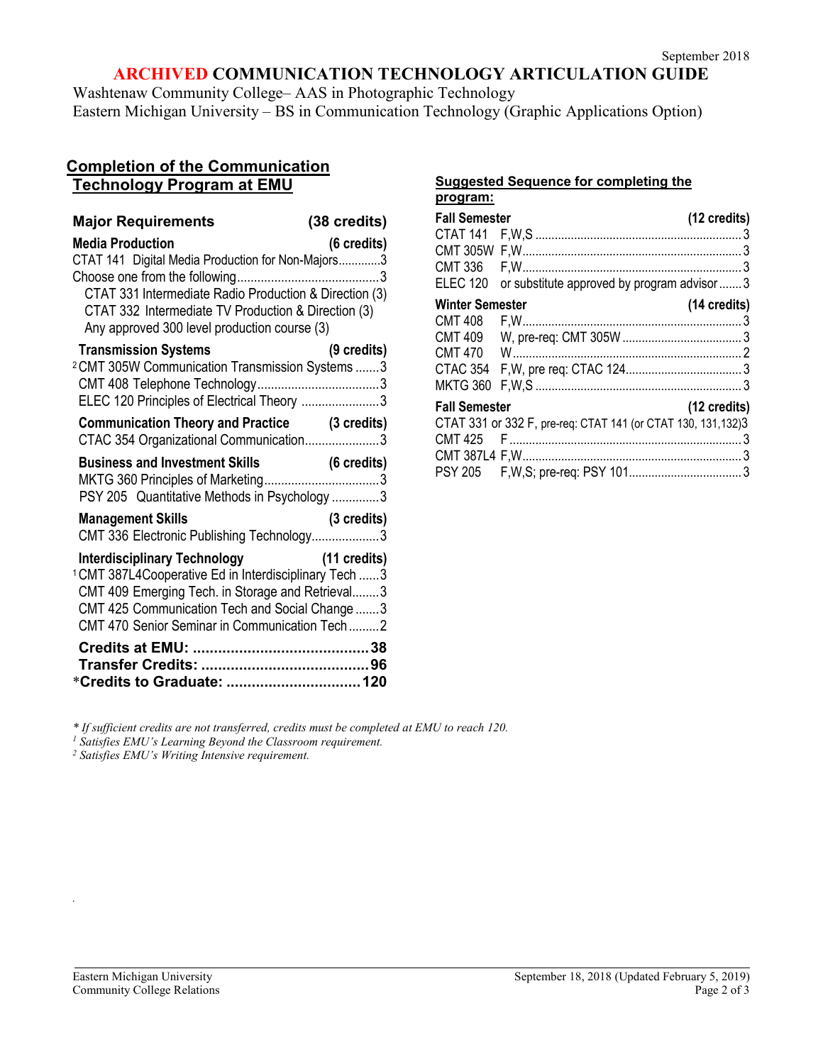September 2018

# ARCHIVED COMMUNICATION TECHNOLOGY ARTICULATION GUIDE

Washtenaw Community College– AAS in Photographic Technology
Eastern Michigan University – BS in Communication Technology (Graphic Applications Option)

## Completion of the Communication Technology Program at EMU

| **Major Requirements** | **(38 credits)** |
|---|---|
| **Media Production** | **(6 credits)** |
| CTAT 141 Digital Media Production for Non-Majors | 3 |
| Choose one from the following | 3 |
| CTAT 331 Intermediate Radio Production & Direction (3) | |
| CTAT 332 Intermediate TV Production & Direction (3) | |
| Any approved 300 level production course (3) | |
| **Transmission Systems** | **(9 credits)** |
| [2] CMT 305W Communication Transmission Systems | 3 |
| CMT 408 Telephone Technology | 3 |
| ELEC 120 Principles of Electrical Theory | 3 |
| **Communication Theory and Practice** | **(3 credits)** |
| CTAC 354 Organizational Communication | 3 |
| **Business and Investment Skills** | **(6 credits)** |
| MKTG 360 Principles of Marketing | 3 |
| PSY 205 Quantitative Methods in Psychology | 3 |
| **Management Skills** | **(3 credits)** |
| CMT 336 Electronic Publishing Technology | 3 |
| **Interdisciplinary Technology** | **(11 credits)** |
| [1] CMT 387L4 Cooperative Ed in Interdisciplinary Tech | 3 |
| CMT 409 Emerging Tech. in Storage and Retrieval | 3 |
| CMT 425 Communication Tech and Social Change | 3 |
| CMT 470 Senior Seminar in Communication Tech | 2 |
| **Credits at EMU:** | **38** |
| **Transfer Credits:** | **96** |
| ***Credits to Graduate:** | **120** |

## Suggested Sequence for completing the program:

| **Fall Semester** | | **(12 credits)** |
|---|---|---|
| CTAT 141 | F,W,S | 3 |
| CMT 305W | F,W | 3 |
| CMT 336 | F,W | 3 |
| ELEC 120 | or substitute approved by program advisor | 3 |
| **Winter Semester** | | **(14 credits)** |
| CMT 408 | F,W | 3 |
| CMT 409 | W, pre-req: CMT 305W | 3 |
| CMT 470 | W | 2 |
| CTAC 354 | F,W, pre req: CTAC 124 | 3 |
| MKTG 360 | F,W,S | 3 |
| **Fall Semester** | | **(12 credits)** |
| CTAT 331 or 332 | F, pre-req: CTAT 141 (or CTAT 130, 131,132) | 3 |
| CMT 425 | F | 3 |
| CMT 387L4 | F,W | 3 |
| PSY 205 | F,W,S; pre-req: PSY 101 | 3 |

*\* If sufficient credits are not transferred, credits must be completed at EMU to reach 120.*
*[1] Satisfies EMU's Learning Beyond the Classroom requirement.*
*[2] Satisfies EMU's Writing Intensive requirement.*

Eastern Michigan University
Community College Relations

September 18, 2018 (Updated February 5, 2019)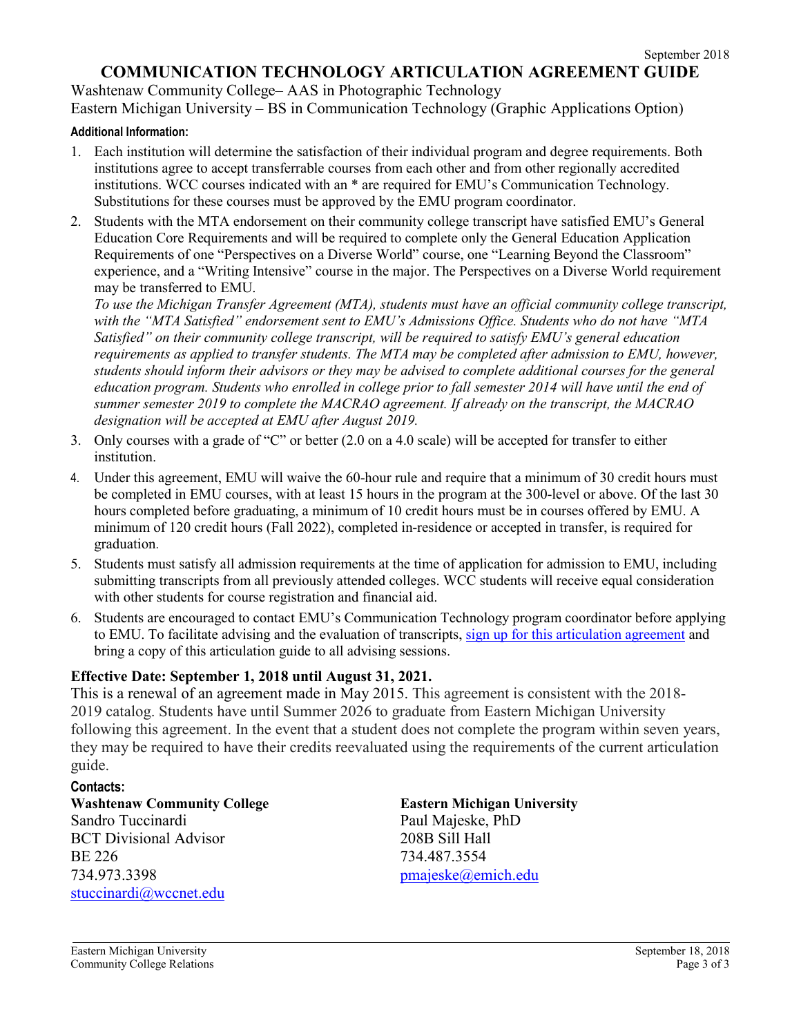September 2018

# COMMUNICATION TECHNOLOGY ARTICULATION AGREEMENT GUIDE

Washtenaw Community College– AAS in Photographic Technology
Eastern Michigan University – BS in Communication Technology (Graphic Applications Option)

**Additional Information:**

1. Each institution will determine the satisfaction of their individual program and degree requirements. Both institutions agree to accept transferrable courses from each other and from other regionally accredited institutions. WCC courses indicated with an * are required for EMU's Communication Technology. Substitutions for these courses must be approved by the EMU program coordinator.
2. Students with the MTA endorsement on their community college transcript have satisfied EMU's General Education Core Requirements and will be required to complete only the General Education Application Requirements of one "Perspectives on a Diverse World" course, one "Learning Beyond the Classroom" experience, and a "Writing Intensive" course in the major. The Perspectives on a Diverse World requirement may be transferred to EMU.
   *To use the Michigan Transfer Agreement (MTA), students must have an official community college transcript, with the "MTA Satisfied" endorsement sent to EMU's Admissions Office. Students who do not have "MTA Satisfied" on their community college transcript, will be required to satisfy EMU's general education requirements as applied to transfer students. The MTA may be completed after admission to EMU, however, students should inform their advisors or they may be advised to complete additional courses for the general education program. Students who enrolled in college prior to fall semester 2014 will have until the end of summer semester 2019 to complete the MACRAO agreement. If already on the transcript, the MACRAO designation will be accepted at EMU after August 2019.*
3. Only courses with a grade of "C" or better (2.0 on a 4.0 scale) will be accepted for transfer to either institution.
4. Under this agreement, EMU will waive the 60-hour rule and require that a minimum of 30 credit hours must be completed in EMU courses, with at least 15 hours in the program at the 300-level or above. Of the last 30 hours completed before graduating, a minimum of 10 credit hours must be in courses offered by EMU. A minimum of 120 credit hours (Fall 2022), completed in-residence or accepted in transfer, is required for graduation.
5. Students must satisfy all admission requirements at the time of application for admission to EMU, including submitting transcripts from all previously attended colleges. WCC students will receive equal consideration with other students for course registration and financial aid.
6. Students are encouraged to contact EMU's Communication Technology program coordinator before applying to EMU. To facilitate advising and the evaluation of transcripts, sign up for this articulation agreement and bring a copy of this articulation guide to all advising sessions.

**Effective Date: September 1, 2018 until August 31, 2021.**

This is a renewal of an agreement made in May 2015. This agreement is consistent with the 2018-2019 catalog. Students have until Summer 2026 to graduate from Eastern Michigan University following this agreement. In the event that a student does not complete the program within seven years, they may be required to have their credits reevaluated using the requirements of the current articulation guide.

**Contacts:**

**Washtenaw Community College**
Sandro Tuccinardi
BCT Divisional Advisor
BE 226
734.973.3398
stuccinardi@wccnet.edu

**Eastern Michigan University**
Paul Majeske, PhD
208B Sill Hall
734.487.3554
pmajeske@emich.edu